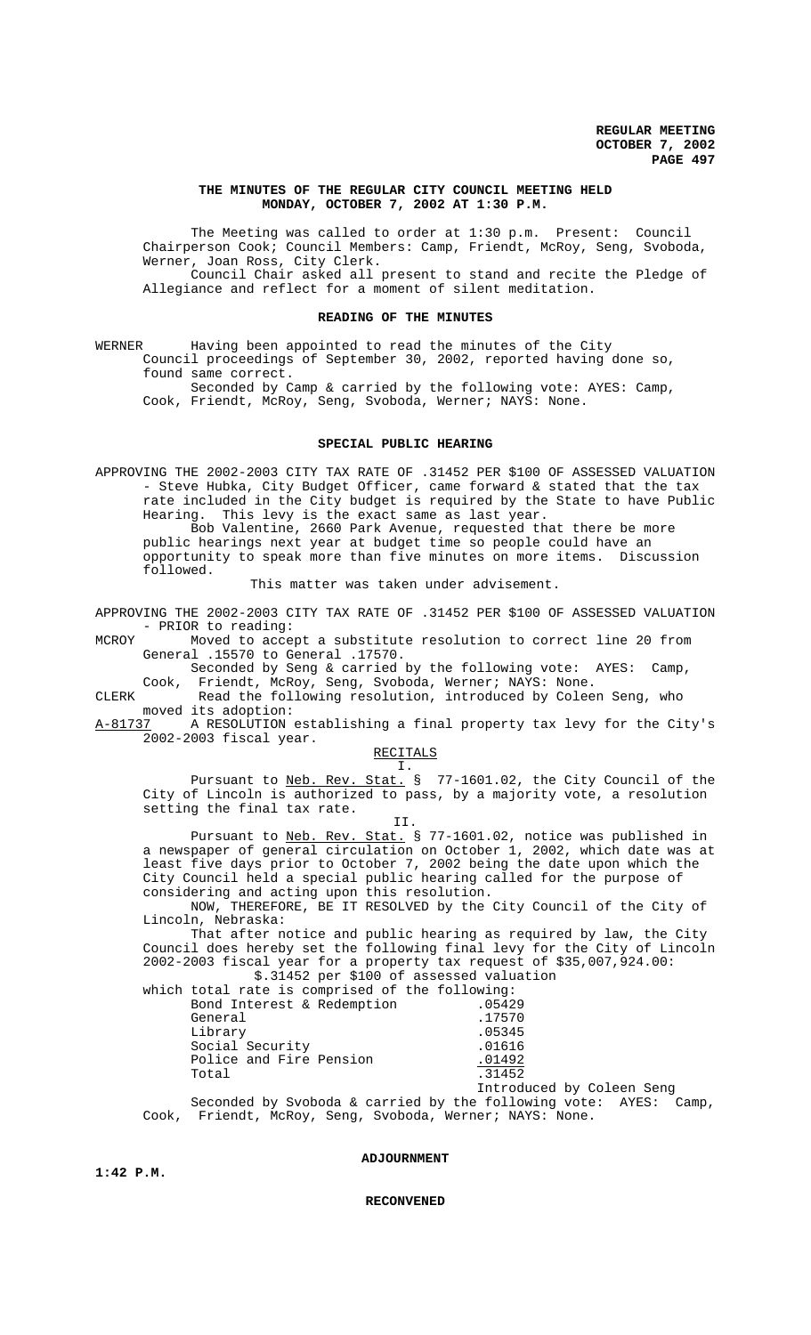**THE MINUTES OF THE REGULAR CITY COUNCIL MEETING HELD MONDAY, OCTOBER 7, 2002 AT 1:30 P.M.**

The Meeting was called to order at 1:30 p.m. Present: Council Chairperson Cook; Council Members: Camp, Friendt, McRoy, Seng, Svoboda, Werner, Joan Ross, City Clerk.

Council Chair asked all present to stand and recite the Pledge of Allegiance and reflect for a moment of silent meditation.

## READING OF THE MINUTES

WERNER Having been appointed to read the minutes of the City Council proceedings of September 30, 2002, reported having done so, found same correct.

Seconded by Camp & carried by the following vote: AYES: Camp, Cook, Friendt, McRoy, Seng, Svoboda, Werner; NAYS: None.

## SPECIAL PUBLIC HEARING

APPROVING THE 2002-2003 CITY TAX RATE OF .31452 PER $100 OF ASSESSED VALUATION - Steve Hubka, City Budget Officer, came forward & stated that the tax rate included in the City budget is required by the State to have Public Hearing. This levy is the exact same as last year.

Bob Valentine, 2660 Park Avenue, requested that there be more public hearings next year at budget time so people could have an opportunity to speak more than five minutes on more items. Discussion followed.

This matter was taken under advisement.

APPROVING THE 2002-2003 CITY TAX RATE OF .31452 PER $100 OF ASSESSED VALUATION - PRIOR to reading:

MCROY Moved to accept a substitute resolution to correct line 20 from General .15570 to General .17570.

Seconded by Seng & carried by the following vote: AYES: Camp, Cook, Friendt, McRoy, Seng, Svoboda, Werner; NAYS: None.

CLERK Read the following resolution, introduced by Coleen Seng, who moved its adoption:

A-81737 A RESOLUTION establishing a final property tax levy for the City's 2002-2003 fiscal year.

RECITALS

I.

Pursuant to Neb. Rev. Stat. § 77-1601.02, the City Council of the City of Lincoln is authorized to pass, by a majority vote, a resolution setting the final tax rate.

II.

Pursuant to Neb. Rev. Stat. § 77-1601.02, notice was published in a newspaper of general circulation on October 1, 2002, which date was at least five days prior to October 7, 2002 being the date upon which the City Council held a special public hearing called for the purpose of considering and acting upon this resolution.

NOW, THEREFORE, BE IT RESOLVED by the City Council of the City of Lincoln, Nebraska:

That after notice and public hearing as required by law, the City Council does hereby set the following final levy for the City of Lincoln 2002-2003 fiscal year for a property tax request of $35,007,924.00:

$.31452 per $100 of assessed valuation

which total rate is comprised of the following:

| | |
|---|---|
| Bond Interest & Redemption | .05429 |
| General | .17570 |
| Library | .05345 |
| Social Security | .01616 |
| Police and Fire Pension | .01492 |
| Total | .31452 |

Introduced by Coleen Seng

Seconded by Svoboda & carried by the following vote: AYES: Camp, Cook, Friendt, McRoy, Seng, Svoboda, Werner; NAYS: None.

## ADJOURNMENT

**1:42 P.M.**

## RECONVENED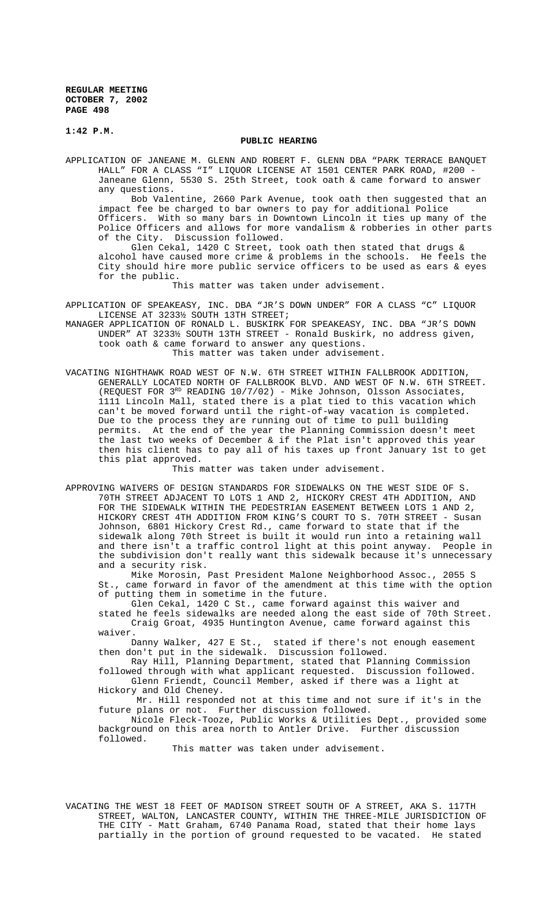**1:42 P.M.**

## PUBLIC HEARING

APPLICATION OF JANEANE M. GLENN AND ROBERT F. GLENN DBA "PARK TERRACE BANQUET HALL" FOR A CLASS "I" LIQUOR LICENSE AT 1501 CENTER PARK ROAD, #200 - Janeane Glenn, 5530 S. 25th Street, took oath & came forward to answer any questions.

Bob Valentine, 2660 Park Avenue, took oath then suggested that an impact fee be charged to bar owners to pay for additional Police Officers. With so many bars in Downtown Lincoln it ties up many of the Police Officers and allows for more vandalism & robberies in other parts of the City. Discussion followed.

Glen Cekal, 1420 C Street, took oath then stated that drugs & alcohol have caused more crime & problems in the schools. He feels the City should hire more public service officers to be used as ears & eyes for the public.

This matter was taken under advisement.

APPLICATION OF SPEAKEASY, INC. DBA "JR'S DOWN UNDER" FOR A CLASS "C" LIQUOR LICENSE AT 3233½ SOUTH 13TH STREET;

MANAGER APPLICATION OF RONALD L. BUSKIRK FOR SPEAKEASY, INC. DBA "JR'S DOWN UNDER" AT 3233½ SOUTH 13TH STREET - Ronald Buskirk, no address given, took oath & came forward to answer any questions.

This matter was taken under advisement.

VACATING NIGHTHAWK ROAD WEST OF N.W. 6TH STREET WITHIN FALLBROOK ADDITION, GENERALLY LOCATED NORTH OF FALLBROOK BLVD. AND WEST OF N.W. 6TH STREET. (REQUEST FOR 3RD READING 10/7/02) - Mike Johnson, Olsson Associates, 1111 Lincoln Mall, stated there is a plat tied to this vacation which can't be moved forward until the right-of-way vacation is completed. Due to the process they are running out of time to pull building permits. At the end of the year the Planning Commission doesn't meet the last two weeks of December & if the Plat isn't approved this year then his client has to pay all of his taxes up front January 1st to get this plat approved.

This matter was taken under advisement.

APPROVING WAIVERS OF DESIGN STANDARDS FOR SIDEWALKS ON THE WEST SIDE OF S. 70TH STREET ADJACENT TO LOTS 1 AND 2, HICKORY CREST 4TH ADDITION, AND FOR THE SIDEWALK WITHIN THE PEDESTRIAN EASEMENT BETWEEN LOTS 1 AND 2, HICKORY CREST 4TH ADDITION FROM KING'S COURT TO S. 70TH STREET - Susan Johnson, 6801 Hickory Crest Rd., came forward to state that if the sidewalk along 70th Street is built it would run into a retaining wall and there isn't a traffic control light at this point anyway. People in the subdivision don't really want this sidewalk because it's unnecessary and a security risk.

Mike Morosin, Past President Malone Neighborhood Assoc., 2055 S St., came forward in favor of the amendment at this time with the option of putting them in sometime in the future.

Glen Cekal, 1420 C St., came forward against this waiver and stated he feels sidewalks are needed along the east side of 70th Street.

Craig Groat, 4935 Huntington Avenue, came forward against this waiver.

Danny Walker, 427 E St., stated if there's not enough easement then don't put in the sidewalk. Discussion followed.

Ray Hill, Planning Department, stated that Planning Commission followed through with what applicant requested. Discussion followed.

Glenn Friendt, Council Member, asked if there was a light at Hickory and Old Cheney.

Mr. Hill responded not at this time and not sure if it's in the future plans or not. Further discussion followed.

Nicole Fleck-Tooze, Public Works & Utilities Dept., provided some background on this area north to Antler Drive. Further discussion followed.

This matter was taken under advisement.

VACATING THE WEST 18 FEET OF MADISON STREET SOUTH OF A STREET, AKA S. 117TH STREET, WALTON, LANCASTER COUNTY, WITHIN THE THREE-MILE JURISDICTION OF THE CITY - Matt Graham, 6740 Panama Road, stated that their home lays partially in the portion of ground requested to be vacated. He stated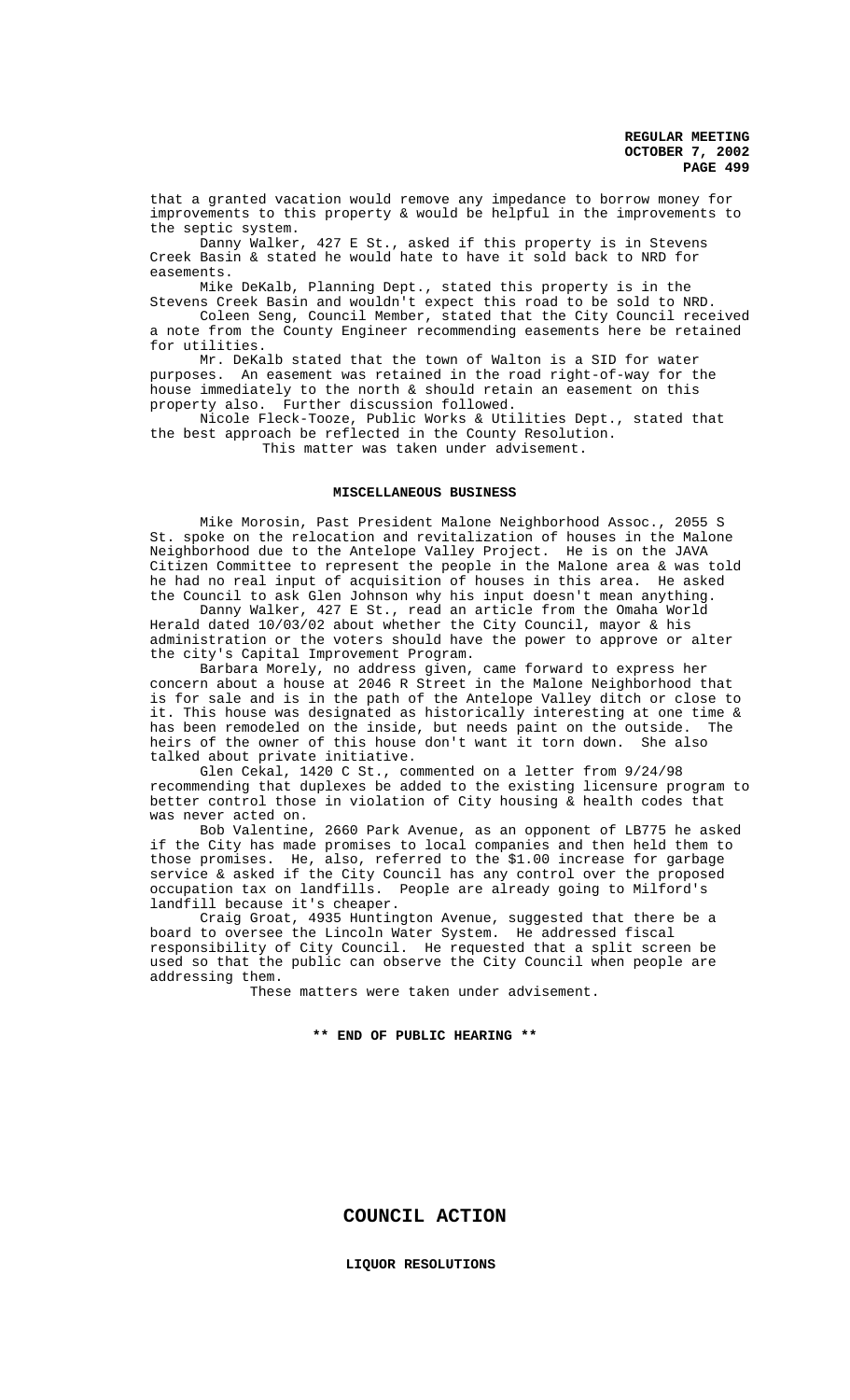that a granted vacation would remove any impedance to borrow money for improvements to this property & would be helpful in the improvements to the septic system.

Danny Walker, 427 E St., asked if this property is in Stevens Creek Basin & stated he would hate to have it sold back to NRD for easements.

Mike DeKalb, Planning Dept., stated this property is in the Stevens Creek Basin and wouldn't expect this road to be sold to NRD.

Coleen Seng, Council Member, stated that the City Council received a note from the County Engineer recommending easements here be retained for utilities.

Mr. DeKalb stated that the town of Walton is a SID for water purposes. An easement was retained in the road right-of-way for the house immediately to the north & should retain an easement on this property also. Further discussion followed.

Nicole Fleck-Tooze, Public Works & Utilities Dept., stated that the best approach be reflected in the County Resolution.

This matter was taken under advisement.

## MISCELLANEOUS BUSINESS

Mike Morosin, Past President Malone Neighborhood Assoc., 2055 S St. spoke on the relocation and revitalization of houses in the Malone Neighborhood due to the Antelope Valley Project. He is on the JAVA Citizen Committee to represent the people in the Malone area & was told he had no real input of acquisition of houses in this area. He asked the Council to ask Glen Johnson why his input doesn't mean anything.

Danny Walker, 427 E St., read an article from the Omaha World Herald dated 10/03/02 about whether the City Council, mayor & his administration or the voters should have the power to approve or alter the city's Capital Improvement Program.

Barbara Morely, no address given, came forward to express her concern about a house at 2046 R Street in the Malone Neighborhood that is for sale and is in the path of the Antelope Valley ditch or close to it. This house was designated as historically interesting at one time & has been remodeled on the inside, but needs paint on the outside. The heirs of the owner of this house don't want it torn down. She also talked about private initiative.

Glen Cekal, 1420 C St., commented on a letter from 9/24/98 recommending that duplexes be added to the existing licensure program to better control those in violation of City housing & health codes that was never acted on.

Bob Valentine, 2660 Park Avenue, as an opponent of LB775 he asked if the City has made promises to local companies and then held them to those promises. He, also, referred to the $1.00 increase for garbage service & asked if the City Council has any control over the proposed occupation tax on landfills. People are already going to Milford's landfill because it's cheaper.

Craig Groat, 4935 Huntington Avenue, suggested that there be a board to oversee the Lincoln Water System. He addressed fiscal responsibility of City Council. He requested that a split screen be used so that the public can observe the City Council when people are addressing them.

These matters were taken under advisement.

**\*\* END OF PUBLIC HEARING \*\***

# COUNCIL ACTION

## LIQUOR RESOLUTIONS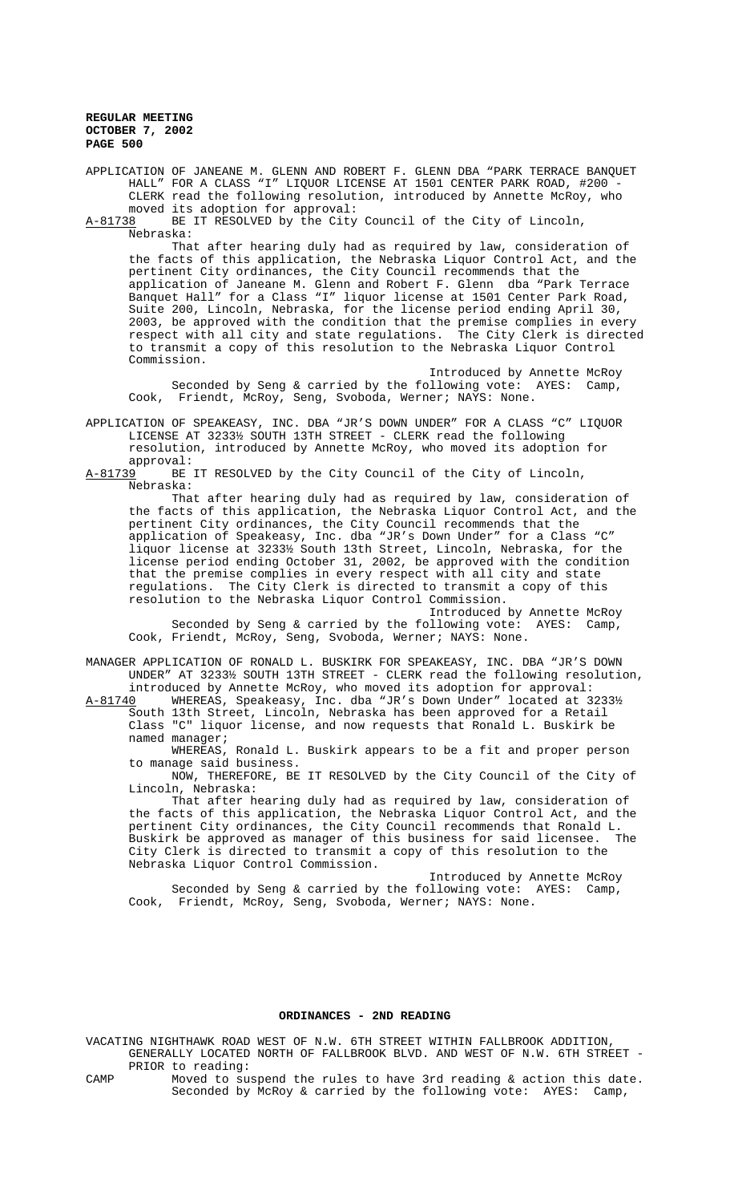APPLICATION OF JANEANE M. GLENN AND ROBERT F. GLENN DBA "PARK TERRACE BANQUET HALL" FOR A CLASS "I" LIQUOR LICENSE AT 1501 CENTER PARK ROAD, #200 - CLERK read the following resolution, introduced by Annette McRoy, who moved its adoption for approval:

A-81738 BE IT RESOLVED by the City Council of the City of Lincoln, Nebraska:

That after hearing duly had as required by law, consideration of the facts of this application, the Nebraska Liquor Control Act, and the pertinent City ordinances, the City Council recommends that the application of Janeane M. Glenn and Robert F. Glenn dba "Park Terrace Banquet Hall" for a Class "I" liquor license at 1501 Center Park Road, Suite 200, Lincoln, Nebraska, for the license period ending April 30, 2003, be approved with the condition that the premise complies in every respect with all city and state regulations. The City Clerk is directed to transmit a copy of this resolution to the Nebraska Liquor Control Commission.

Introduced by Annette McRoy

Seconded by Seng & carried by the following vote: AYES: Camp, Cook, Friendt, McRoy, Seng, Svoboda, Werner; NAYS: None.

APPLICATION OF SPEAKEASY, INC. DBA "JR'S DOWN UNDER" FOR A CLASS "C" LIQUOR LICENSE AT 3233½ SOUTH 13TH STREET - CLERK read the following resolution, introduced by Annette McRoy, who moved its adoption for approval:

A-81739 BE IT RESOLVED by the City Council of the City of Lincoln, Nebraska:

That after hearing duly had as required by law, consideration of the facts of this application, the Nebraska Liquor Control Act, and the pertinent City ordinances, the City Council recommends that the application of Speakeasy, Inc. dba "JR's Down Under" for a Class "C" liquor license at 3233½ South 13th Street, Lincoln, Nebraska, for the license period ending October 31, 2002, be approved with the condition that the premise complies in every respect with all city and state regulations. The City Clerk is directed to transmit a copy of this resolution to the Nebraska Liquor Control Commission.

Introduced by Annette McRoy

Seconded by Seng & carried by the following vote: AYES: Camp, Cook, Friendt, McRoy, Seng, Svoboda, Werner; NAYS: None.

MANAGER APPLICATION OF RONALD L. BUSKIRK FOR SPEAKEASY, INC. DBA "JR'S DOWN UNDER" AT 3233½ SOUTH 13TH STREET - CLERK read the following resolution, introduced by Annette McRoy, who moved its adoption for approval:

A-81740 WHEREAS, Speakeasy, Inc. dba "JR's Down Under" located at 3233½ South 13th Street, Lincoln, Nebraska has been approved for a Retail Class "C" liquor license, and now requests that Ronald L. Buskirk be named manager;

WHEREAS, Ronald L. Buskirk appears to be a fit and proper person to manage said business.

NOW, THEREFORE, BE IT RESOLVED by the City Council of the City of Lincoln, Nebraska:

That after hearing duly had as required by law, consideration of the facts of this application, the Nebraska Liquor Control Act, and the pertinent City ordinances, the City Council recommends that Ronald L. Buskirk be approved as manager of this business for said licensee. The City Clerk is directed to transmit a copy of this resolution to the Nebraska Liquor Control Commission.

Introduced by Annette McRoy

Seconded by Seng & carried by the following vote: AYES: Camp, Cook, Friendt, McRoy, Seng, Svoboda, Werner; NAYS: None.

## ORDINANCES - 2ND READING

VACATING NIGHTHAWK ROAD WEST OF N.W. 6TH STREET WITHIN FALLBROOK ADDITION, GENERALLY LOCATED NORTH OF FALLBROOK BLVD. AND WEST OF N.W. 6TH STREET - PRIOR to reading:

CAMP Moved to suspend the rules to have 3rd reading & action this date. Seconded by McRoy & carried by the following vote: AYES: Camp,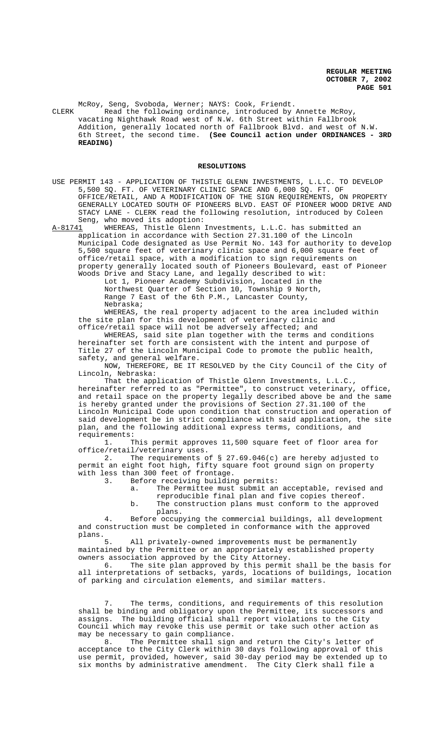McRoy, Seng, Svoboda, Werner; NAYS: Cook, Friendt.

CLERK Read the following ordinance, introduced by Annette McRoy, vacating Nighthawk Road west of N.W. 6th Street within Fallbrook Addition, generally located north of Fallbrook Blvd. and west of N.W. 6th Street, the second time. **(See Council action under ORDINANCES - 3RD READING)**

## RESOLUTIONS

USE PERMIT 143 - APPLICATION OF THISTLE GLENN INVESTMENTS, L.L.C. TO DEVELOP 5,500 SQ. FT. OF VETERINARY CLINIC SPACE AND 6,000 SQ. FT. OF OFFICE/RETAIL, AND A MODIFICATION OF THE SIGN REQUIREMENTS, ON PROPERTY GENERALLY LOCATED SOUTH OF PIONEERS BLVD. EAST OF PIONEER WOOD DRIVE AND STACY LANE - CLERK read the following resolution, introduced by Coleen Seng, who moved its adoption:

A-81741 WHEREAS, Thistle Glenn Investments, L.L.C. has submitted an application in accordance with Section 27.31.100 of the Lincoln Municipal Code designated as Use Permit No. 143 for authority to develop 5,500 square feet of veterinary clinic space and 6,000 square feet of office/retail space, with a modification to sign requirements on property generally located south of Pioneers Boulevard, east of Pioneer Woods Drive and Stacy Lane, and legally described to wit:

Lot 1, Pioneer Academy Subdivision, located in the Northwest Quarter of Section 10, Township 9 North, Range 7 East of the 6th P.M., Lancaster County, Nebraska;

WHEREAS, the real property adjacent to the area included within the site plan for this development of veterinary clinic and office/retail space will not be adversely affected; and

WHEREAS, said site plan together with the terms and conditions hereinafter set forth are consistent with the intent and purpose of Title 27 of the Lincoln Municipal Code to promote the public health, safety, and general welfare.

NOW, THEREFORE, BE IT RESOLVED by the City Council of the City of Lincoln, Nebraska:

That the application of Thistle Glenn Investments, L.L.C., hereinafter referred to as "Permittee", to construct veterinary, office, and retail space on the property legally described above be and the same is hereby granted under the provisions of Section 27.31.100 of the Lincoln Municipal Code upon condition that construction and operation of said development be in strict compliance with said application, the site plan, and the following additional express terms, conditions, and requirements:

1. This permit approves 11,500 square feet of floor area for office/retail/veterinary uses.
2. The requirements of § 27.69.046(c) are hereby adjusted to permit an eight foot high, fifty square foot ground sign on property with less than 300 feet of frontage.
3. Before receiving building permits:
   a. The Permittee must submit an acceptable, revised and reproducible final plan and five copies thereof.
   b. The construction plans must conform to the approved plans.
4. Before occupying the commercial buildings, all development and construction must be completed in conformance with the approved plans.
5. All privately-owned improvements must be permanently maintained by the Permittee or an appropriately established property owners association approved by the City Attorney.
6. The site plan approved by this permit shall be the basis for all interpretations of setbacks, yards, locations of buildings, location of parking and circulation elements, and similar matters.
7. The terms, conditions, and requirements of this resolution shall be binding and obligatory upon the Permittee, its successors and assigns. The building official shall report violations to the City Council which may revoke this use permit or take such other action as may be necessary to gain compliance.
8. The Permittee shall sign and return the City's letter of acceptance to the City Clerk within 30 days following approval of this use permit, provided, however, said 30-day period may be extended up to six months by administrative amendment. The City Clerk shall file a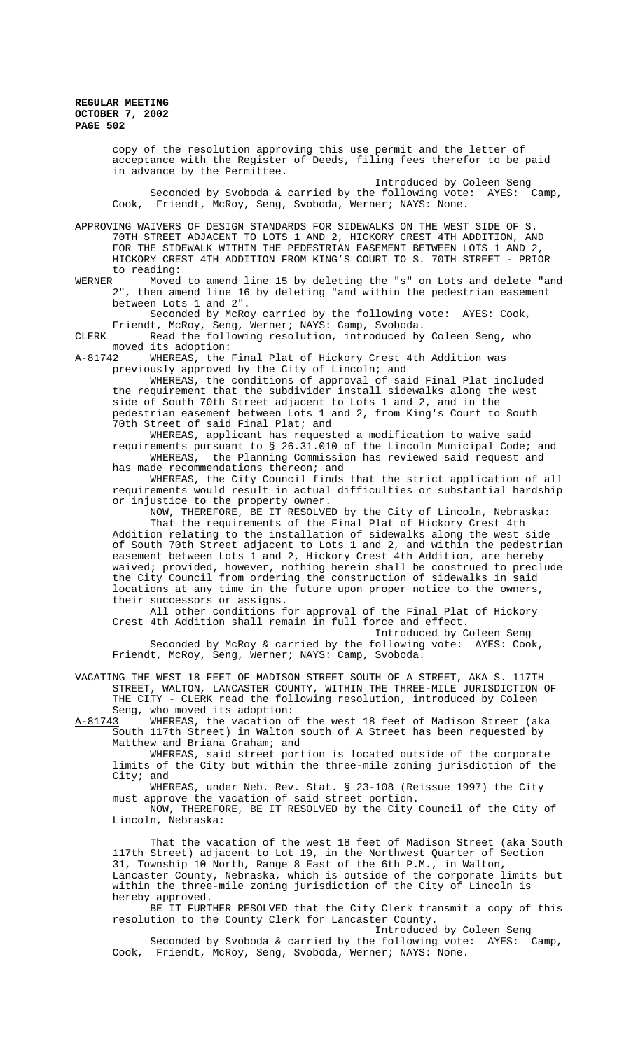copy of the resolution approving this use permit and the letter of acceptance with the Register of Deeds, filing fees therefor to be paid in advance by the Permittee.

Introduced by Coleen Seng

Seconded by Svoboda & carried by the following vote: AYES: Camp, Cook, Friendt, McRoy, Seng, Svoboda, Werner; NAYS: None.

APPROVING WAIVERS OF DESIGN STANDARDS FOR SIDEWALKS ON THE WEST SIDE OF S. 70TH STREET ADJACENT TO LOTS 1 AND 2, HICKORY CREST 4TH ADDITION, AND FOR THE SIDEWALK WITHIN THE PEDESTRIAN EASEMENT BETWEEN LOTS 1 AND 2, HICKORY CREST 4TH ADDITION FROM KING'S COURT TO S. 70TH STREET - PRIOR to reading:

WERNER Moved to amend line 15 by deleting the "s" on Lots and delete "and 2", then amend line 16 by deleting "and within the pedestrian easement between Lots 1 and 2".

Seconded by McRoy carried by the following vote: AYES: Cook, Friendt, McRoy, Seng, Werner; NAYS: Camp, Svoboda.

CLERK Read the following resolution, introduced by Coleen Seng, who moved its adoption:

A-81742 WHEREAS, the Final Plat of Hickory Crest 4th Addition was previously approved by the City of Lincoln; and

WHEREAS, the conditions of approval of said Final Plat included the requirement that the subdivider install sidewalks along the west side of South 70th Street adjacent to Lots 1 and 2, and in the pedestrian easement between Lots 1 and 2, from King's Court to South 70th Street of said Final Plat; and

WHEREAS, applicant has requested a modification to waive said requirements pursuant to § 26.31.010 of the Lincoln Municipal Code; and

WHEREAS, the Planning Commission has reviewed said request and has made recommendations thereon; and

WHEREAS, the City Council finds that the strict application of all requirements would result in actual difficulties or substantial hardship or injustice to the property owner.

NOW, THEREFORE, BE IT RESOLVED by the City of Lincoln, Nebraska:

That the requirements of the Final Plat of Hickory Crest 4th Addition relating to the installation of sidewalks along the west side of South 70th Street adjacent to Lot~~s~~ 1 ~~and 2, and within the pedestrian easement between Lots 1 and 2~~, Hickory Crest 4th Addition, are hereby waived; provided, however, nothing herein shall be construed to preclude the City Council from ordering the construction of sidewalks in said locations at any time in the future upon proper notice to the owners, their successors or assigns.

All other conditions for approval of the Final Plat of Hickory Crest 4th Addition shall remain in full force and effect.

Introduced by Coleen Seng

Seconded by McRoy & carried by the following vote: AYES: Cook, Friendt, McRoy, Seng, Werner; NAYS: Camp, Svoboda.

VACATING THE WEST 18 FEET OF MADISON STREET SOUTH OF A STREET, AKA S. 117TH STREET, WALTON, LANCASTER COUNTY, WITHIN THE THREE-MILE JURISDICTION OF THE CITY - CLERK read the following resolution, introduced by Coleen Seng, who moved its adoption:

A-81743 WHEREAS, the vacation of the west 18 feet of Madison Street (aka South 117th Street) in Walton south of A Street has been requested by Matthew and Briana Graham; and

WHEREAS, said street portion is located outside of the corporate limits of the City but within the three-mile zoning jurisdiction of the City; and

WHEREAS, under Neb. Rev. Stat. § 23-108 (Reissue 1997) the City must approve the vacation of said street portion.

NOW, THEREFORE, BE IT RESOLVED by the City Council of the City of Lincoln, Nebraska:

That the vacation of the west 18 feet of Madison Street (aka South 117th Street) adjacent to Lot 19, in the Northwest Quarter of Section 31, Township 10 North, Range 8 East of the 6th P.M., in Walton, Lancaster County, Nebraska, which is outside of the corporate limits but within the three-mile zoning jurisdiction of the City of Lincoln is hereby approved.

BE IT FURTHER RESOLVED that the City Clerk transmit a copy of this resolution to the County Clerk for Lancaster County.

Introduced by Coleen Seng

Seconded by Svoboda & carried by the following vote: AYES: Camp, Cook, Friendt, McRoy, Seng, Svoboda, Werner; NAYS: None.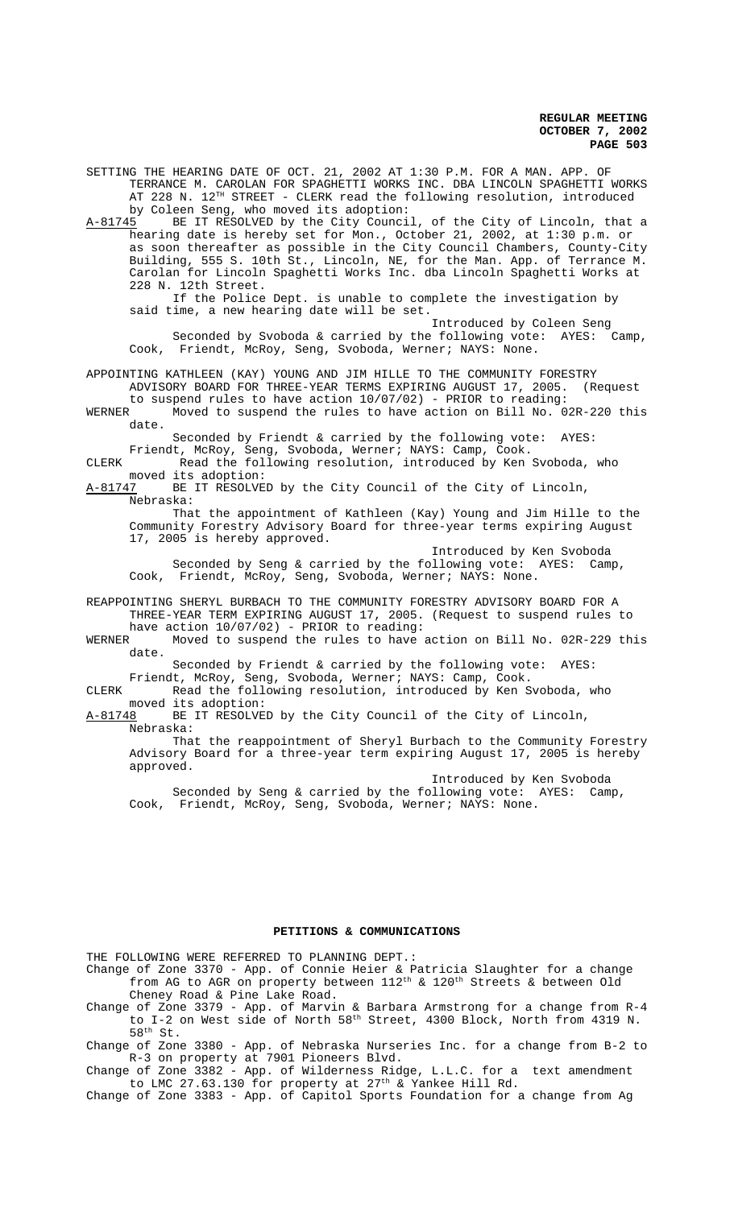SETTING THE HEARING DATE OF OCT. 21, 2002 AT 1:30 P.M. FOR A MAN. APP. OF TERRANCE M. CAROLAN FOR SPAGHETTI WORKS INC. DBA LINCOLN SPAGHETTI WORKS AT 228 N. 12TH STREET - CLERK read the following resolution, introduced by Coleen Seng, who moved its adoption:

A-81745 BE IT RESOLVED by the City Council, of the City of Lincoln, that a hearing date is hereby set for Mon., October 21, 2002, at 1:30 p.m. or as soon thereafter as possible in the City Council Chambers, County-City Building, 555 S. 10th St., Lincoln, NE, for the Man. App. of Terrance M. Carolan for Lincoln Spaghetti Works Inc. dba Lincoln Spaghetti Works at 228 N. 12th Street.

If the Police Dept. is unable to complete the investigation by said time, a new hearing date will be set.

Introduced by Coleen Seng

Seconded by Svoboda & carried by the following vote: AYES: Camp, Cook, Friendt, McRoy, Seng, Svoboda, Werner; NAYS: None.

APPOINTING KATHLEEN (KAY) YOUNG AND JIM HILLE TO THE COMMUNITY FORESTRY ADVISORY BOARD FOR THREE-YEAR TERMS EXPIRING AUGUST 17, 2005. (Request to suspend rules to have action 10/07/02) - PRIOR to reading:

WERNER Moved to suspend the rules to have action on Bill No. 02R-220 this date.

Seconded by Friendt & carried by the following vote: AYES: Friendt, McRoy, Seng, Svoboda, Werner; NAYS: Camp, Cook.

CLERK Read the following resolution, introduced by Ken Svoboda, who moved its adoption:

A-81747 BE IT RESOLVED by the City Council of the City of Lincoln, Nebraska:

That the appointment of Kathleen (Kay) Young and Jim Hille to the Community Forestry Advisory Board for three-year terms expiring August 17, 2005 is hereby approved.

Introduced by Ken Svoboda

Seconded by Seng & carried by the following vote: AYES: Camp, Cook, Friendt, McRoy, Seng, Svoboda, Werner; NAYS: None.

REAPPOINTING SHERYL BURBACH TO THE COMMUNITY FORESTRY ADVISORY BOARD FOR A THREE-YEAR TERM EXPIRING AUGUST 17, 2005. (Request to suspend rules to have action 10/07/02) - PRIOR to reading:

WERNER Moved to suspend the rules to have action on Bill No. 02R-229 this date.

Seconded by Friendt & carried by the following vote: AYES: Friendt, McRoy, Seng, Svoboda, Werner; NAYS: Camp, Cook.

CLERK Read the following resolution, introduced by Ken Svoboda, who moved its adoption:

A-81748 BE IT RESOLVED by the City Council of the City of Lincoln, Nebraska:

That the reappointment of Sheryl Burbach to the Community Forestry Advisory Board for a three-year term expiring August 17, 2005 is hereby approved.

Introduced by Ken Svoboda

Seconded by Seng & carried by the following vote: AYES: Camp, Cook, Friendt, McRoy, Seng, Svoboda, Werner; NAYS: None.

## PETITIONS & COMMUNICATIONS

THE FOLLOWING WERE REFERRED TO PLANNING DEPT.:

Change of Zone 3370 - App. of Connie Heier & Patricia Slaughter for a change from AG to AGR on property between 112th & 120th Streets & between Old Cheney Road & Pine Lake Road.

Change of Zone 3379 - App. of Marvin & Barbara Armstrong for a change from R-4 to I-2 on West side of North 58th Street, 4300 Block, North from 4319 N. 58th St.

Change of Zone 3380 - App. of Nebraska Nurseries Inc. for a change from B-2 to R-3 on property at 7901 Pioneers Blvd.

Change of Zone 3382 - App. of Wilderness Ridge, L.L.C. for a text amendment to LMC 27.63.130 for property at 27th & Yankee Hill Rd.

Change of Zone 3383 - App. of Capitol Sports Foundation for a change from Ag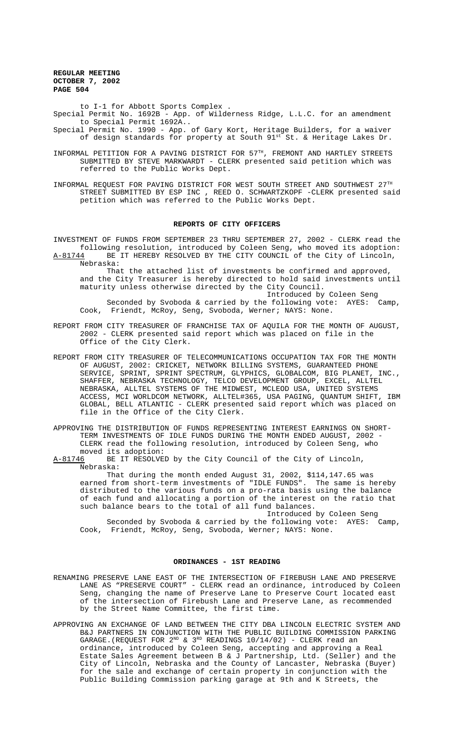to I-1 for Abbott Sports Complex .

Special Permit No. 1692B - App. of Wilderness Ridge, L.L.C. for an amendment to Special Permit 1692A..

Special Permit No. 1990 - App. of Gary Kort, Heritage Builders, for a waiver of design standards for property at South 91st St. & Heritage Lakes Dr.

INFORMAL PETITION FOR A PAVING DISTRICT FOR 57TH, FREMONT AND HARTLEY STREETS SUBMITTED BY STEVE MARKWARDT - CLERK presented said petition which was referred to the Public Works Dept.

INFORMAL REQUEST FOR PAVING DISTRICT FOR WEST SOUTH STREET AND SOUTHWEST 27TH STREET SUBMITTED BY ESP INC , REED O. SCHWARTZKOPF -CLERK presented said petition which was referred to the Public Works Dept.

## REPORTS OF CITY OFFICERS

INVESTMENT OF FUNDS FROM SEPTEMBER 23 THRU SEPTEMBER 27, 2002 - CLERK read the following resolution, introduced by Coleen Seng, who moved its adoption:

A-81744 BE IT HEREBY RESOLVED BY THE CITY COUNCIL of the City of Lincoln, Nebraska:

That the attached list of investments be confirmed and approved, and the City Treasurer is hereby directed to hold said investments until maturity unless otherwise directed by the City Council.

Introduced by Coleen Seng

Seconded by Svoboda & carried by the following vote: AYES: Camp, Cook, Friendt, McRoy, Seng, Svoboda, Werner; NAYS: None.

REPORT FROM CITY TREASURER OF FRANCHISE TAX OF AQUILA FOR THE MONTH OF AUGUST, 2002 - CLERK presented said report which was placed on file in the Office of the City Clerk.

REPORT FROM CITY TREASURER OF TELECOMMUNICATIONS OCCUPATION TAX FOR THE MONTH OF AUGUST, 2002: CRICKET, NETWORK BILLING SYSTEMS, GUARANTEED PHONE SERVICE, SPRINT, SPRINT SPECTRUM, GLYPHICS, GLOBALCOM, BIG PLANET, INC., SHAFFER, NEBRASKA TECHNOLOGY, TELCO DEVELOPMENT GROUP, EXCEL, ALLTEL NEBRASKA, ALLTEL SYSTEMS OF THE MIDWEST, MCLEOD USA, UNITED SYSTEMS ACCESS, MCI WORLDCOM NETWORK, ALLTEL#365, USA PAGING, QUANTUM SHIFT, IBM GLOBAL, BELL ATLANTIC - CLERK presented said report which was placed on file in the Office of the City Clerk.

APPROVING THE DISTRIBUTION OF FUNDS REPRESENTING INTEREST EARNINGS ON SHORT-TERM INVESTMENTS OF IDLE FUNDS DURING THE MONTH ENDED AUGUST, 2002 - CLERK read the following resolution, introduced by Coleen Seng, who moved its adoption:

A-81746 BE IT RESOLVED by the City Council of the City of Lincoln, Nebraska:

That during the month ended August 31, 2002, $114,147.65 was earned from short-term investments of "IDLE FUNDS". The same is hereby distributed to the various funds on a pro-rata basis using the balance of each fund and allocating a portion of the interest on the ratio that such balance bears to the total of all fund balances.

Introduced by Coleen Seng

Seconded by Svoboda & carried by the following vote: AYES: Camp, Cook, Friendt, McRoy, Seng, Svoboda, Werner; NAYS: None.

## ORDINANCES - 1ST READING

RENAMING PRESERVE LANE EAST OF THE INTERSECTION OF FIREBUSH LANE AND PRESERVE LANE AS "PRESERVE COURT" - CLERK read an ordinance, introduced by Coleen Seng, changing the name of Preserve Lane to Preserve Court located east of the intersection of Firebush Lane and Preserve Lane, as recommended by the Street Name Committee, the first time.

APPROVING AN EXCHANGE OF LAND BETWEEN THE CITY DBA LINCOLN ELECTRIC SYSTEM AND B&J PARTNERS IN CONJUNCTION WITH THE PUBLIC BUILDING COMMISSION PARKING GARAGE.(REQUEST FOR 2ND & 3RD READINGS 10/14/02) - CLERK read an ordinance, introduced by Coleen Seng, accepting and approving a Real Estate Sales Agreement between B & J Partnership, Ltd. (Seller) and the City of Lincoln, Nebraska and the County of Lancaster, Nebraska (Buyer) for the sale and exchange of certain property in conjunction with the Public Building Commission parking garage at 9th and K Streets, the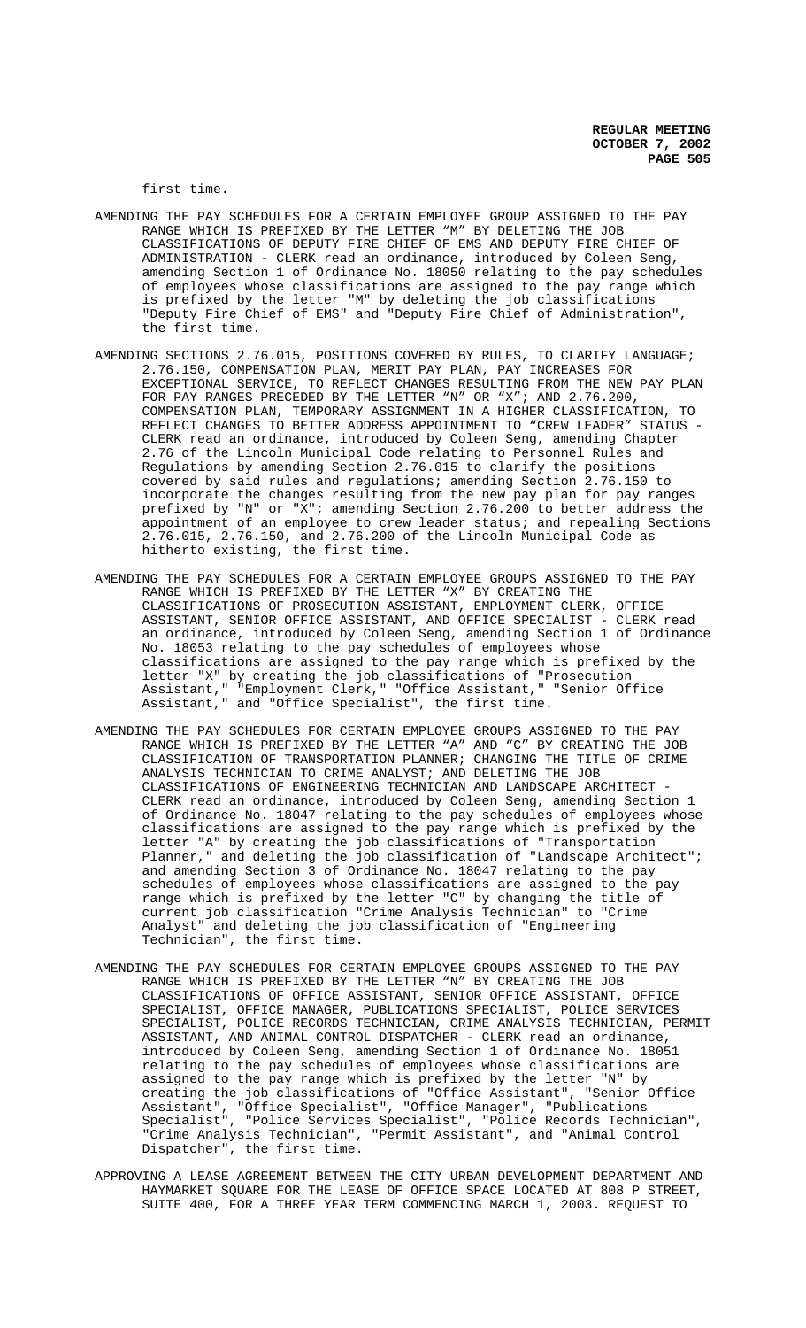first time.

AMENDING THE PAY SCHEDULES FOR A CERTAIN EMPLOYEE GROUP ASSIGNED TO THE PAY RANGE WHICH IS PREFIXED BY THE LETTER "M" BY DELETING THE JOB CLASSIFICATIONS OF DEPUTY FIRE CHIEF OF EMS AND DEPUTY FIRE CHIEF OF ADMINISTRATION - CLERK read an ordinance, introduced by Coleen Seng, amending Section 1 of Ordinance No. 18050 relating to the pay schedules of employees whose classifications are assigned to the pay range which is prefixed by the letter "M" by deleting the job classifications "Deputy Fire Chief of EMS" and "Deputy Fire Chief of Administration", the first time.

AMENDING SECTIONS 2.76.015, POSITIONS COVERED BY RULES, TO CLARIFY LANGUAGE; 2.76.150, COMPENSATION PLAN, MERIT PAY PLAN, PAY INCREASES FOR EXCEPTIONAL SERVICE, TO REFLECT CHANGES RESULTING FROM THE NEW PAY PLAN FOR PAY RANGES PRECEDED BY THE LETTER "N" OR "X"; AND 2.76.200, COMPENSATION PLAN, TEMPORARY ASSIGNMENT IN A HIGHER CLASSIFICATION, TO REFLECT CHANGES TO BETTER ADDRESS APPOINTMENT TO "CREW LEADER" STATUS - CLERK read an ordinance, introduced by Coleen Seng, amending Chapter 2.76 of the Lincoln Municipal Code relating to Personnel Rules and Regulations by amending Section 2.76.015 to clarify the positions covered by said rules and regulations; amending Section 2.76.150 to incorporate the changes resulting from the new pay plan for pay ranges prefixed by "N" or "X"; amending Section 2.76.200 to better address the appointment of an employee to crew leader status; and repealing Sections 2.76.015, 2.76.150, and 2.76.200 of the Lincoln Municipal Code as hitherto existing, the first time.

AMENDING THE PAY SCHEDULES FOR A CERTAIN EMPLOYEE GROUPS ASSIGNED TO THE PAY RANGE WHICH IS PREFIXED BY THE LETTER "X" BY CREATING THE CLASSIFICATIONS OF PROSECUTION ASSISTANT, EMPLOYMENT CLERK, OFFICE ASSISTANT, SENIOR OFFICE ASSISTANT, AND OFFICE SPECIALIST - CLERK read an ordinance, introduced by Coleen Seng, amending Section 1 of Ordinance No. 18053 relating to the pay schedules of employees whose classifications are assigned to the pay range which is prefixed by the letter "X" by creating the job classifications of "Prosecution Assistant," "Employment Clerk," "Office Assistant," "Senior Office Assistant," and "Office Specialist", the first time.

AMENDING THE PAY SCHEDULES FOR CERTAIN EMPLOYEE GROUPS ASSIGNED TO THE PAY RANGE WHICH IS PREFIXED BY THE LETTER "A" AND "C" BY CREATING THE JOB CLASSIFICATION OF TRANSPORTATION PLANNER; CHANGING THE TITLE OF CRIME ANALYSIS TECHNICIAN TO CRIME ANALYST; AND DELETING THE JOB CLASSIFICATIONS OF ENGINEERING TECHNICIAN AND LANDSCAPE ARCHITECT - CLERK read an ordinance, introduced by Coleen Seng, amending Section 1 of Ordinance No. 18047 relating to the pay schedules of employees whose classifications are assigned to the pay range which is prefixed by the letter "A" by creating the job classifications of "Transportation Planner," and deleting the job classification of "Landscape Architect"; and amending Section 3 of Ordinance No. 18047 relating to the pay schedules of employees whose classifications are assigned to the pay range which is prefixed by the letter "C" by changing the title of current job classification "Crime Analysis Technician" to "Crime Analyst" and deleting the job classification of "Engineering Technician", the first time.

AMENDING THE PAY SCHEDULES FOR CERTAIN EMPLOYEE GROUPS ASSIGNED TO THE PAY RANGE WHICH IS PREFIXED BY THE LETTER "N" BY CREATING THE JOB CLASSIFICATIONS OF OFFICE ASSISTANT, SENIOR OFFICE ASSISTANT, OFFICE SPECIALIST, OFFICE MANAGER, PUBLICATIONS SPECIALIST, POLICE SERVICES SPECIALIST, POLICE RECORDS TECHNICIAN, CRIME ANALYSIS TECHNICIAN, PERMIT ASSISTANT, AND ANIMAL CONTROL DISPATCHER - CLERK read an ordinance, introduced by Coleen Seng, amending Section 1 of Ordinance No. 18051 relating to the pay schedules of employees whose classifications are assigned to the pay range which is prefixed by the letter "N" by creating the job classifications of "Office Assistant", "Senior Office Assistant", "Office Specialist", "Office Manager", "Publications Specialist", "Police Services Specialist", "Police Records Technician", "Crime Analysis Technician", "Permit Assistant", and "Animal Control Dispatcher", the first time.

APPROVING A LEASE AGREEMENT BETWEEN THE CITY URBAN DEVELOPMENT DEPARTMENT AND HAYMARKET SQUARE FOR THE LEASE OF OFFICE SPACE LOCATED AT 808 P STREET, SUITE 400, FOR A THREE YEAR TERM COMMENCING MARCH 1, 2003. REQUEST TO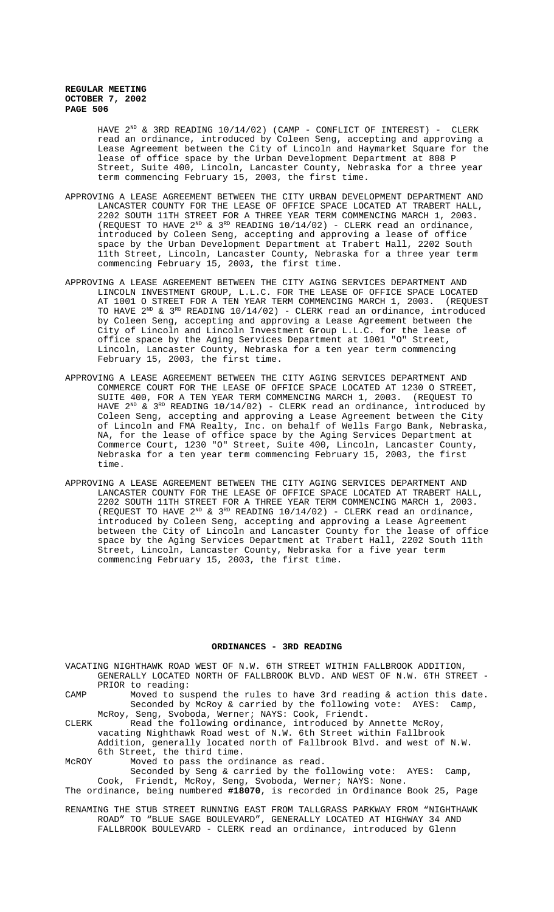HAVE 2ND & 3RD READING 10/14/02) (CAMP - CONFLICT OF INTEREST) - CLERK read an ordinance, introduced by Coleen Seng, accepting and approving a Lease Agreement between the City of Lincoln and Haymarket Square for the lease of office space by the Urban Development Department at 808 P Street, Suite 400, Lincoln, Lancaster County, Nebraska for a three year term commencing February 15, 2003, the first time.

APPROVING A LEASE AGREEMENT BETWEEN THE CITY URBAN DEVELOPMENT DEPARTMENT AND LANCASTER COUNTY FOR THE LEASE OF OFFICE SPACE LOCATED AT TRABERT HALL, 2202 SOUTH 11TH STREET FOR A THREE YEAR TERM COMMENCING MARCH 1, 2003. (REQUEST TO HAVE 2ND & 3RD READING 10/14/02) - CLERK read an ordinance, introduced by Coleen Seng, accepting and approving a lease of office space by the Urban Development Department at Trabert Hall, 2202 South 11th Street, Lincoln, Lancaster County, Nebraska for a three year term commencing February 15, 2003, the first time.

APPROVING A LEASE AGREEMENT BETWEEN THE CITY AGING SERVICES DEPARTMENT AND LINCOLN INVESTMENT GROUP, L.L.C. FOR THE LEASE OF OFFICE SPACE LOCATED AT 1001 O STREET FOR A TEN YEAR TERM COMMENCING MARCH 1, 2003. (REQUEST TO HAVE 2ND & 3RD READING 10/14/02) - CLERK read an ordinance, introduced by Coleen Seng, accepting and approving a Lease Agreement between the City of Lincoln and Lincoln Investment Group L.L.C. for the lease of office space by the Aging Services Department at 1001 "O" Street, Lincoln, Lancaster County, Nebraska for a ten year term commencing February 15, 2003, the first time.

APPROVING A LEASE AGREEMENT BETWEEN THE CITY AGING SERVICES DEPARTMENT AND COMMERCE COURT FOR THE LEASE OF OFFICE SPACE LOCATED AT 1230 O STREET, SUITE 400, FOR A TEN YEAR TERM COMMENCING MARCH 1, 2003. (REQUEST TO HAVE 2ND & 3RD READING 10/14/02) - CLERK read an ordinance, introduced by Coleen Seng, accepting and approving a Lease Agreement between the City of Lincoln and FMA Realty, Inc. on behalf of Wells Fargo Bank, Nebraska, NA, for the lease of office space by the Aging Services Department at Commerce Court, 1230 "O" Street, Suite 400, Lincoln, Lancaster County, Nebraska for a ten year term commencing February 15, 2003, the first time.

APPROVING A LEASE AGREEMENT BETWEEN THE CITY AGING SERVICES DEPARTMENT AND LANCASTER COUNTY FOR THE LEASE OF OFFICE SPACE LOCATED AT TRABERT HALL, 2202 SOUTH 11TH STREET FOR A THREE YEAR TERM COMMENCING MARCH 1, 2003. (REQUEST TO HAVE 2ND & 3RD READING 10/14/02) - CLERK read an ordinance, introduced by Coleen Seng, accepting and approving a Lease Agreement between the City of Lincoln and Lancaster County for the lease of office space by the Aging Services Department at Trabert Hall, 2202 South 11th Street, Lincoln, Lancaster County, Nebraska for a five year term commencing February 15, 2003, the first time.

## ORDINANCES - 3RD READING

VACATING NIGHTHAWK ROAD WEST OF N.W. 6TH STREET WITHIN FALLBROOK ADDITION, GENERALLY LOCATED NORTH OF FALLBROOK BLVD. AND WEST OF N.W. 6TH STREET - PRIOR to reading:

CAMP Moved to suspend the rules to have 3rd reading & action this date. Seconded by McRoy & carried by the following vote: AYES: Camp, McRoy, Seng, Svoboda, Werner; NAYS: Cook, Friendt.

CLERK Read the following ordinance, introduced by Annette McRoy, vacating Nighthawk Road west of N.W. 6th Street within Fallbrook Addition, generally located north of Fallbrook Blvd. and west of N.W. 6th Street, the third time.

McROY Moved to pass the ordinance as read. Seconded by Seng & carried by the following vote: AYES: Camp, Cook, Friendt, McRoy, Seng, Svoboda, Werner; NAYS: None.

The ordinance, being numbered **#18070**, is recorded in Ordinance Book 25, Page

RENAMING THE STUB STREET RUNNING EAST FROM TALLGRASS PARKWAY FROM "NIGHTHAWK ROAD" TO "BLUE SAGE BOULEVARD", GENERALLY LOCATED AT HIGHWAY 34 AND FALLBROOK BOULEVARD - CLERK read an ordinance, introduced by Glenn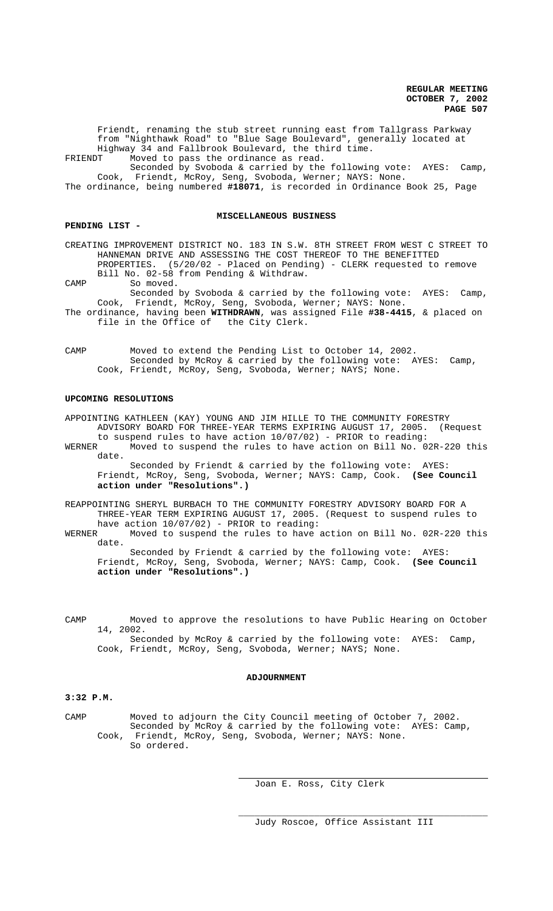Friendt, renaming the stub street running east from Tallgrass Parkway from "Nighthawk Road" to "Blue Sage Boulevard", generally located at Highway 34 and Fallbrook Boulevard, the third time.

FRIENDT Moved to pass the ordinance as read.

Seconded by Svoboda & carried by the following vote: AYES: Camp, Cook, Friendt, McRoy, Seng, Svoboda, Werner; NAYS: None.

The ordinance, being numbered **#18071**, is recorded in Ordinance Book 25, Page

## MISCELLANEOUS BUSINESS

**PENDING LIST -**

CREATING IMPROVEMENT DISTRICT NO. 183 IN S.W. 8TH STREET FROM WEST C STREET TO HANNEMAN DRIVE AND ASSESSING THE COST THEREOF TO THE BENEFITTED PROPERTIES. (5/20/02 - Placed on Pending) - CLERK requested to remove Bill No. 02-58 from Pending & Withdraw.

CAMP So moved.

Seconded by Svoboda & carried by the following vote: AYES: Camp, Cook, Friendt, McRoy, Seng, Svoboda, Werner; NAYS: None.

The ordinance, having been **WITHDRAWN**, was assigned File **#38-4415**, & placed on file in the Office of the City Clerk.

CAMP Moved to extend the Pending List to October 14, 2002.

Seconded by McRoy & carried by the following vote: AYES: Camp, Cook, Friendt, McRoy, Seng, Svoboda, Werner; NAYS; None.

**UPCOMING RESOLUTIONS**

APPOINTING KATHLEEN (KAY) YOUNG AND JIM HILLE TO THE COMMUNITY FORESTRY ADVISORY BOARD FOR THREE-YEAR TERMS EXPIRING AUGUST 17, 2005. (Request to suspend rules to have action 10/07/02) - PRIOR to reading:

WERNER Moved to suspend the rules to have action on Bill No. 02R-220 this date.

Seconded by Friendt & carried by the following vote: AYES: Friendt, McRoy, Seng, Svoboda, Werner; NAYS: Camp, Cook. **(See Council action under "Resolutions".)**

REAPPOINTING SHERYL BURBACH TO THE COMMUNITY FORESTRY ADVISORY BOARD FOR A THREE-YEAR TERM EXPIRING AUGUST 17, 2005. (Request to suspend rules to have action 10/07/02) - PRIOR to reading:

WERNER Moved to suspend the rules to have action on Bill No. 02R-220 this date.

Seconded by Friendt & carried by the following vote: AYES: Friendt, McRoy, Seng, Svoboda, Werner; NAYS: Camp, Cook. **(See Council action under "Resolutions".)**

CAMP Moved to approve the resolutions to have Public Hearing on October 14, 2002.

Seconded by McRoy & carried by the following vote: AYES: Camp, Cook, Friendt, McRoy, Seng, Svoboda, Werner; NAYS; None.

## ADJOURNMENT

**3:32 P.M.**

CAMP Moved to adjourn the City Council meeting of October 7, 2002.

Seconded by McRoy & carried by the following vote: AYES: Camp, Cook, Friendt, McRoy, Seng, Svoboda, Werner; NAYS: None.

So ordered.

Joan E. Ross, City Clerk

Judy Roscoe, Office Assistant III